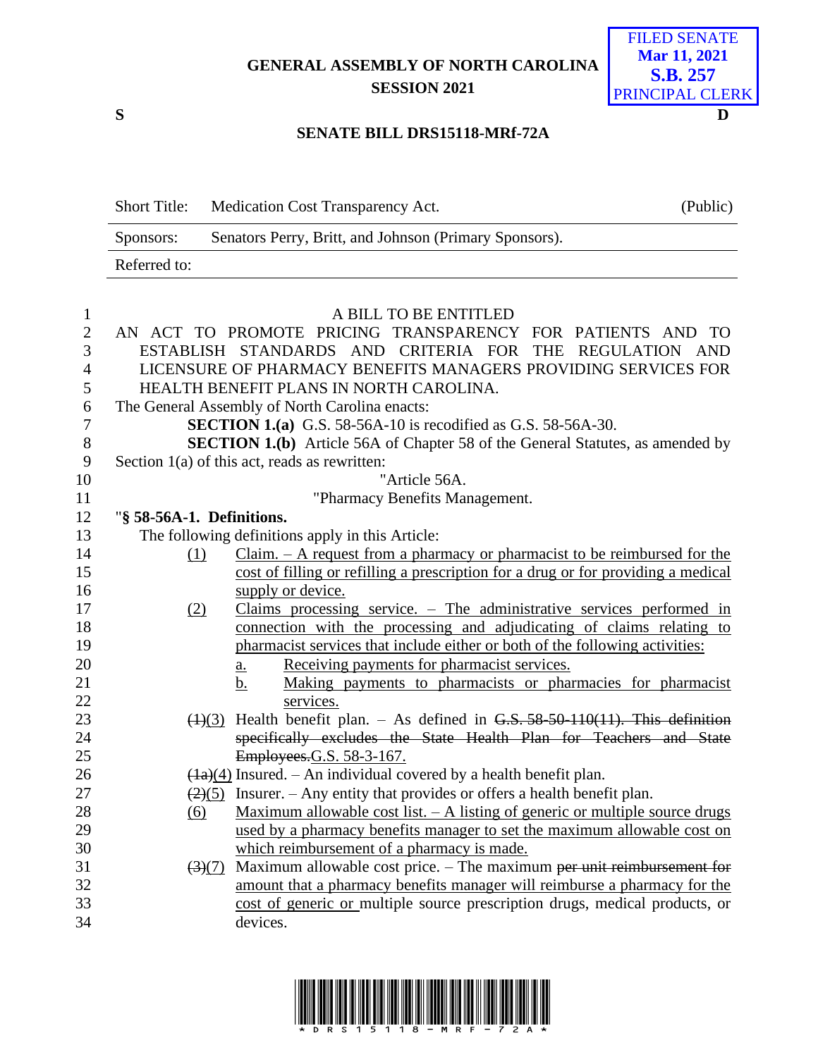GENERAL ASSEMBLY OF NORTH CAROLINA
SESSION 2021

FILED SENATE
Mar 11, 2021
S.B. 257
PRINCIPAL CLERK

S D

**SENATE BILL DRS15118-MRf-72A**

| Short Title: | Medication Cost Transparency Act. | (Public) |
|---|---|---|
| Sponsors: | Senators Perry, Britt, and Johnson (Primary Sponsors). | |
| Referred to: | | |

A BILL TO BE ENTITLED

AN ACT TO PROMOTE PRICING TRANSPARENCY FOR PATIENTS AND TO ESTABLISH STANDARDS AND CRITERIA FOR THE REGULATION AND LICENSURE OF PHARMACY BENEFITS MANAGERS PROVIDING SERVICES FOR HEALTH BENEFIT PLANS IN NORTH CAROLINA.

The General Assembly of North Carolina enacts:

**SECTION 1.(a)** G.S. 58-56A-10 is recodified as G.S. 58-56A-30.

**SECTION 1.(b)** Article 56A of Chapter 58 of the General Statutes, as amended by Section 1(a) of this act, reads as rewritten:

"Article 56A.

"Pharmacy Benefits Management.

"**§ 58-56A-1. Definitions.**

The following definitions apply in this Article:

(1) Claim. – A request from a pharmacy or pharmacist to be reimbursed for the cost of filling or refilling a prescription for a drug or for providing a medical supply or device.

(2) Claims processing service. – The administrative services performed in connection with the processing and adjudicating of claims relating to pharmacist services that include either or both of the following activities:

a. Receiving payments for pharmacist services.

b. Making payments to pharmacists or pharmacies for pharmacist services.

~~(1)~~(3) Health benefit plan. – As defined in ~~G.S. 58-50-110(11). This definition specifically excludes the State Health Plan for Teachers and State Employees.~~G.S. 58-3-167.

~~(1a)~~(4) Insured. – An individual covered by a health benefit plan.

~~(2)~~(5) Insurer. – Any entity that provides or offers a health benefit plan.

(6) Maximum allowable cost list. – A listing of generic or multiple source drugs used by a pharmacy benefits manager to set the maximum allowable cost on which reimbursement of a pharmacy is made.

~~(3)~~(7) Maximum allowable cost price. – The maximum ~~per unit reimbursement for~~ amount that a pharmacy benefits manager will reimburse a pharmacy for the cost of generic or multiple source prescription drugs, medical products, or devices.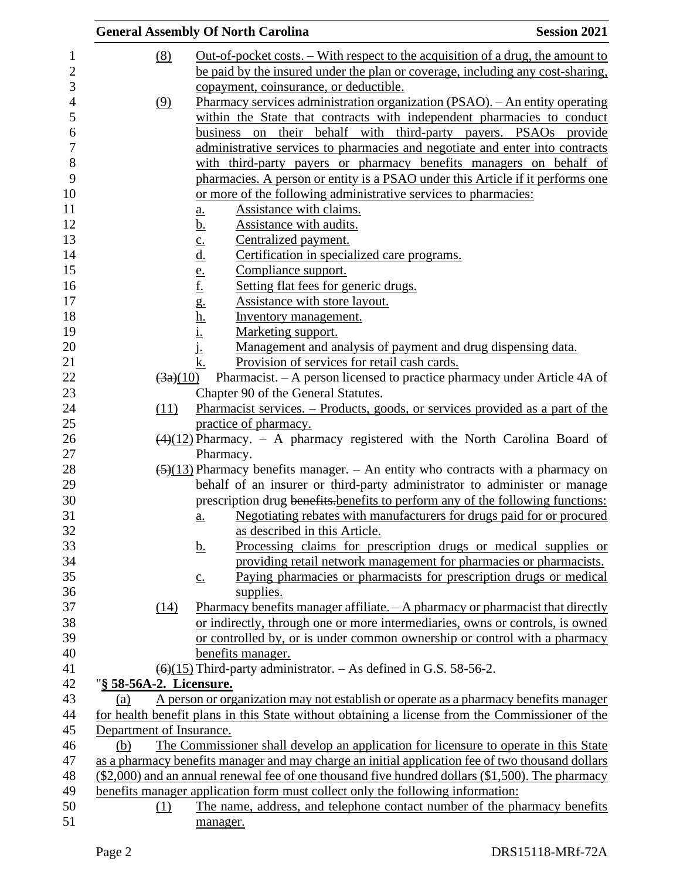(8) Out-of-pocket costs. – With respect to the acquisition of a drug, the amount to be paid by the insured under the plan or coverage, including any cost-sharing, copayment, coinsurance, or deductible.

(9) Pharmacy services administration organization (PSAO). – An entity operating within the State that contracts with independent pharmacies to conduct business on their behalf with third-party payers. PSAOs provide administrative services to pharmacies and negotiate and enter into contracts with third-party payers or pharmacy benefits managers on behalf of pharmacies. A person or entity is a PSAO under this Article if it performs one or more of the following administrative services to pharmacies:

a. Assistance with claims.
b. Assistance with audits.
c. Centralized payment.
d. Certification in specialized care programs.
e. Compliance support.
f. Setting flat fees for generic drugs.
g. Assistance with store layout.
h. Inventory management.
i. Marketing support.
j. Management and analysis of payment and drug dispensing data.
k. Provision of services for retail cash cards.

~~(3a)~~(10) Pharmacist. – A person licensed to practice pharmacy under Article 4A of Chapter 90 of the General Statutes.

(11) Pharmacist services. – Products, goods, or services provided as a part of the practice of pharmacy.

~~(4)~~(12) Pharmacy. – A pharmacy registered with the North Carolina Board of Pharmacy.

~~(5)~~(13) Pharmacy benefits manager. – An entity who contracts with a pharmacy on behalf of an insurer or third-party administrator to administer or manage prescription drug ~~benefits.~~benefits to perform any of the following functions:

a. Negotiating rebates with manufacturers for drugs paid for or procured as described in this Article.
b. Processing claims for prescription drugs or medical supplies or providing retail network management for pharmacies or pharmacists.
c. Paying pharmacies or pharmacists for prescription drugs or medical supplies.

(14) Pharmacy benefits manager affiliate. – A pharmacy or pharmacist that directly or indirectly, through one or more intermediaries, owns or controls, is owned or controlled by, or is under common ownership or control with a pharmacy benefits manager.

~~(6)~~(15) Third-party administrator. – As defined in G.S. 58-56-2.

"**§ 58-56A-2. Licensure.**

(a) A person or organization may not establish or operate as a pharmacy benefits manager for health benefit plans in this State without obtaining a license from the Commissioner of the Department of Insurance.

(b) The Commissioner shall develop an application for licensure to operate in this State as a pharmacy benefits manager and may charge an initial application fee of two thousand dollars ($2,000) and an annual renewal fee of one thousand five hundred dollars ($1,500). The pharmacy benefits manager application form must collect only the following information:

(1) The name, address, and telephone contact number of the pharmacy benefits manager.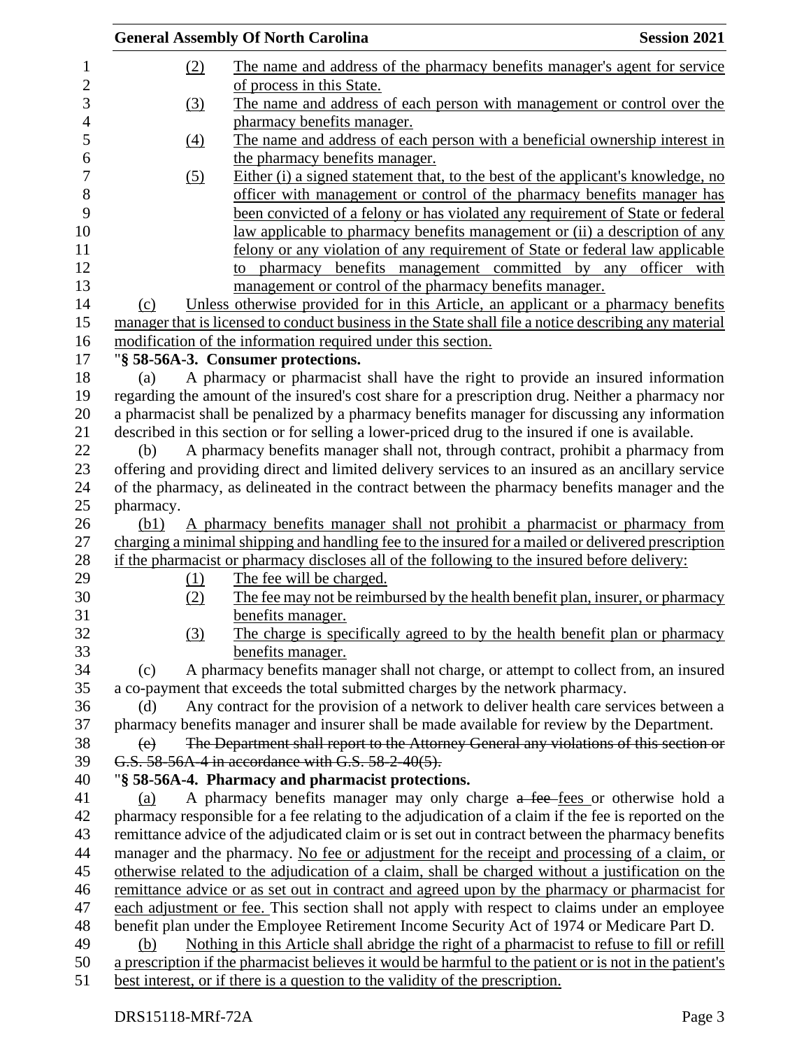(2) The name and address of the pharmacy benefits manager's agent for service of process in this State.

(3) The name and address of each person with management or control over the pharmacy benefits manager.

(4) The name and address of each person with a beneficial ownership interest in the pharmacy benefits manager.

(5) Either (i) a signed statement that, to the best of the applicant's knowledge, no officer with management or control of the pharmacy benefits manager has been convicted of a felony or has violated any requirement of State or federal law applicable to pharmacy benefits management or (ii) a description of any felony or any violation of any requirement of State or federal law applicable to pharmacy benefits management committed by any officer with management or control of the pharmacy benefits manager.

(c) Unless otherwise provided for in this Article, an applicant or a pharmacy benefits manager that is licensed to conduct business in the State shall file a notice describing any material modification of the information required under this section.

"**§ 58-56A-3. Consumer protections.**

(a) A pharmacy or pharmacist shall have the right to provide an insured information regarding the amount of the insured's cost share for a prescription drug. Neither a pharmacy nor a pharmacist shall be penalized by a pharmacy benefits manager for discussing any information described in this section or for selling a lower-priced drug to the insured if one is available.

(b) A pharmacy benefits manager shall not, through contract, prohibit a pharmacy from offering and providing direct and limited delivery services to an insured as an ancillary service of the pharmacy, as delineated in the contract between the pharmacy benefits manager and the pharmacy.

(b1) A pharmacy benefits manager shall not prohibit a pharmacist or pharmacy from charging a minimal shipping and handling fee to the insured for a mailed or delivered prescription if the pharmacist or pharmacy discloses all of the following to the insured before delivery:

(1) The fee will be charged.

(2) The fee may not be reimbursed by the health benefit plan, insurer, or pharmacy benefits manager.

(3) The charge is specifically agreed to by the health benefit plan or pharmacy benefits manager.

(c) A pharmacy benefits manager shall not charge, or attempt to collect from, an insured a co-payment that exceeds the total submitted charges by the network pharmacy.

(d) Any contract for the provision of a network to deliver health care services between a pharmacy benefits manager and insurer shall be made available for review by the Department.

~~(e) The Department shall report to the Attorney General any violations of this section or G.S. 58-56A-4 in accordance with G.S. 58-2-40(5).~~

"**§ 58-56A-4. Pharmacy and pharmacist protections.**

(a) A pharmacy benefits manager may only charge ~~a fee~~ fees or otherwise hold a pharmacy responsible for a fee relating to the adjudication of a claim if the fee is reported on the remittance advice of the adjudicated claim or is set out in contract between the pharmacy benefits manager and the pharmacy. No fee or adjustment for the receipt and processing of a claim, or otherwise related to the adjudication of a claim, shall be charged without a justification on the remittance advice or as set out in contract and agreed upon by the pharmacy or pharmacist for each adjustment or fee. This section shall not apply with respect to claims under an employee benefit plan under the Employee Retirement Income Security Act of 1974 or Medicare Part D.

(b) Nothing in this Article shall abridge the right of a pharmacist to refuse to fill or refill a prescription if the pharmacist believes it would be harmful to the patient or is not in the patient's best interest, or if there is a question to the validity of the prescription.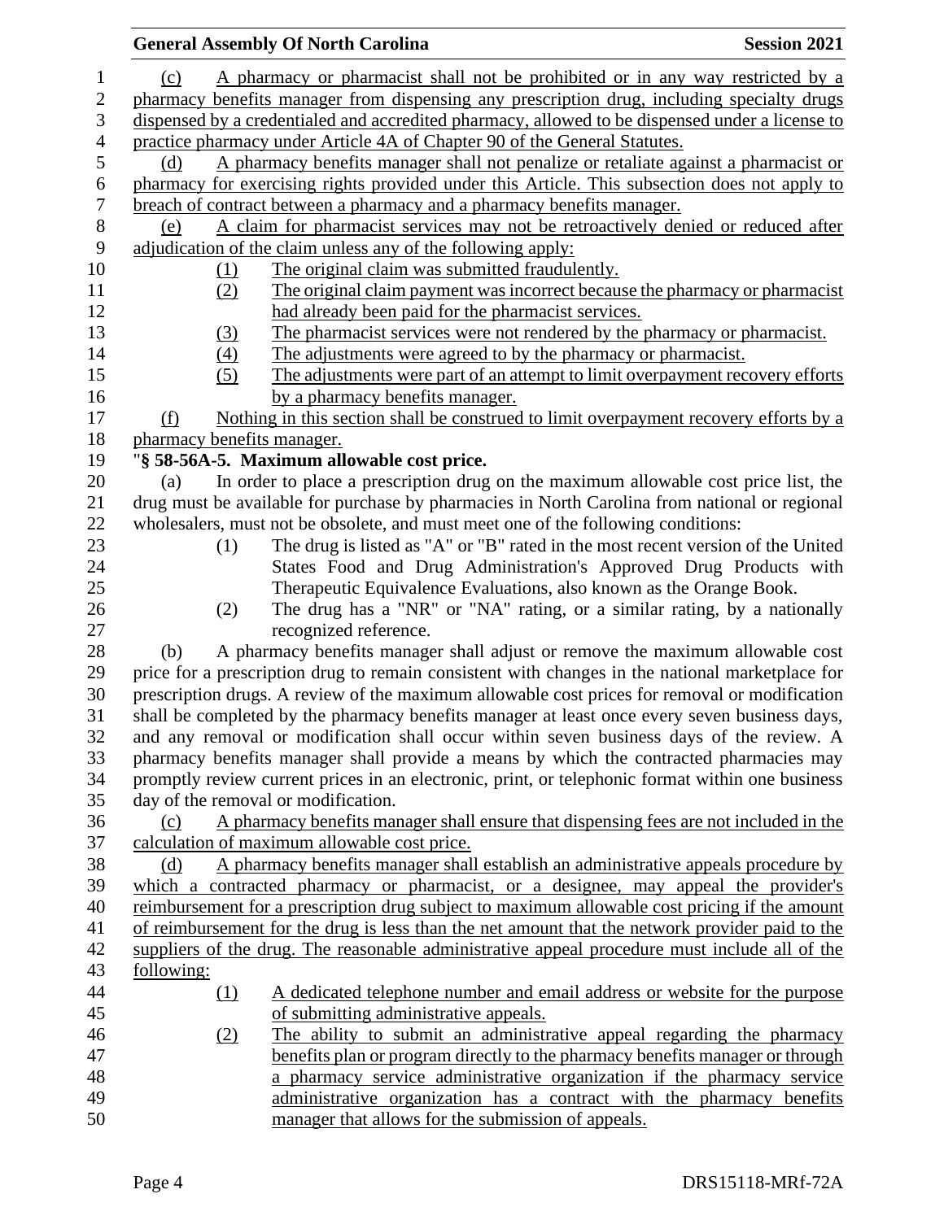(c) A pharmacy or pharmacist shall not be prohibited or in any way restricted by a pharmacy benefits manager from dispensing any prescription drug, including specialty drugs dispensed by a credentialed and accredited pharmacy, allowed to be dispensed under a license to practice pharmacy under Article 4A of Chapter 90 of the General Statutes.

(d) A pharmacy benefits manager shall not penalize or retaliate against a pharmacist or pharmacy for exercising rights provided under this Article. This subsection does not apply to breach of contract between a pharmacy and a pharmacy benefits manager.

(e) A claim for pharmacist services may not be retroactively denied or reduced after adjudication of the claim unless any of the following apply:

- (1) The original claim was submitted fraudulently.
- (2) The original claim payment was incorrect because the pharmacy or pharmacist had already been paid for the pharmacist services.
- (3) The pharmacist services were not rendered by the pharmacy or pharmacist.
- (4) The adjustments were agreed to by the pharmacy or pharmacist.
- (5) The adjustments were part of an attempt to limit overpayment recovery efforts by a pharmacy benefits manager.

(f) Nothing in this section shall be construed to limit overpayment recovery efforts by a pharmacy benefits manager.

"**§ 58-56A-5. Maximum allowable cost price.**

(a) In order to place a prescription drug on the maximum allowable cost price list, the drug must be available for purchase by pharmacies in North Carolina from national or regional wholesalers, must not be obsolete, and must meet one of the following conditions:

- (1) The drug is listed as "A" or "B" rated in the most recent version of the United States Food and Drug Administration's Approved Drug Products with Therapeutic Equivalence Evaluations, also known as the Orange Book.
- (2) The drug has a "NR" or "NA" rating, or a similar rating, by a nationally recognized reference.

(b) A pharmacy benefits manager shall adjust or remove the maximum allowable cost price for a prescription drug to remain consistent with changes in the national marketplace for prescription drugs. A review of the maximum allowable cost prices for removal or modification shall be completed by the pharmacy benefits manager at least once every seven business days, and any removal or modification shall occur within seven business days of the review. A pharmacy benefits manager shall provide a means by which the contracted pharmacies may promptly review current prices in an electronic, print, or telephonic format within one business day of the removal or modification.

(c) A pharmacy benefits manager shall ensure that dispensing fees are not included in the calculation of maximum allowable cost price.

(d) A pharmacy benefits manager shall establish an administrative appeals procedure by which a contracted pharmacy or pharmacist, or a designee, may appeal the provider's reimbursement for a prescription drug subject to maximum allowable cost pricing if the amount of reimbursement for the drug is less than the net amount that the network provider paid to the suppliers of the drug. The reasonable administrative appeal procedure must include all of the following:

- (1) A dedicated telephone number and email address or website for the purpose of submitting administrative appeals.
- (2) The ability to submit an administrative appeal regarding the pharmacy benefits plan or program directly to the pharmacy benefits manager or through a pharmacy service administrative organization if the pharmacy service administrative organization has a contract with the pharmacy benefits manager that allows for the submission of appeals.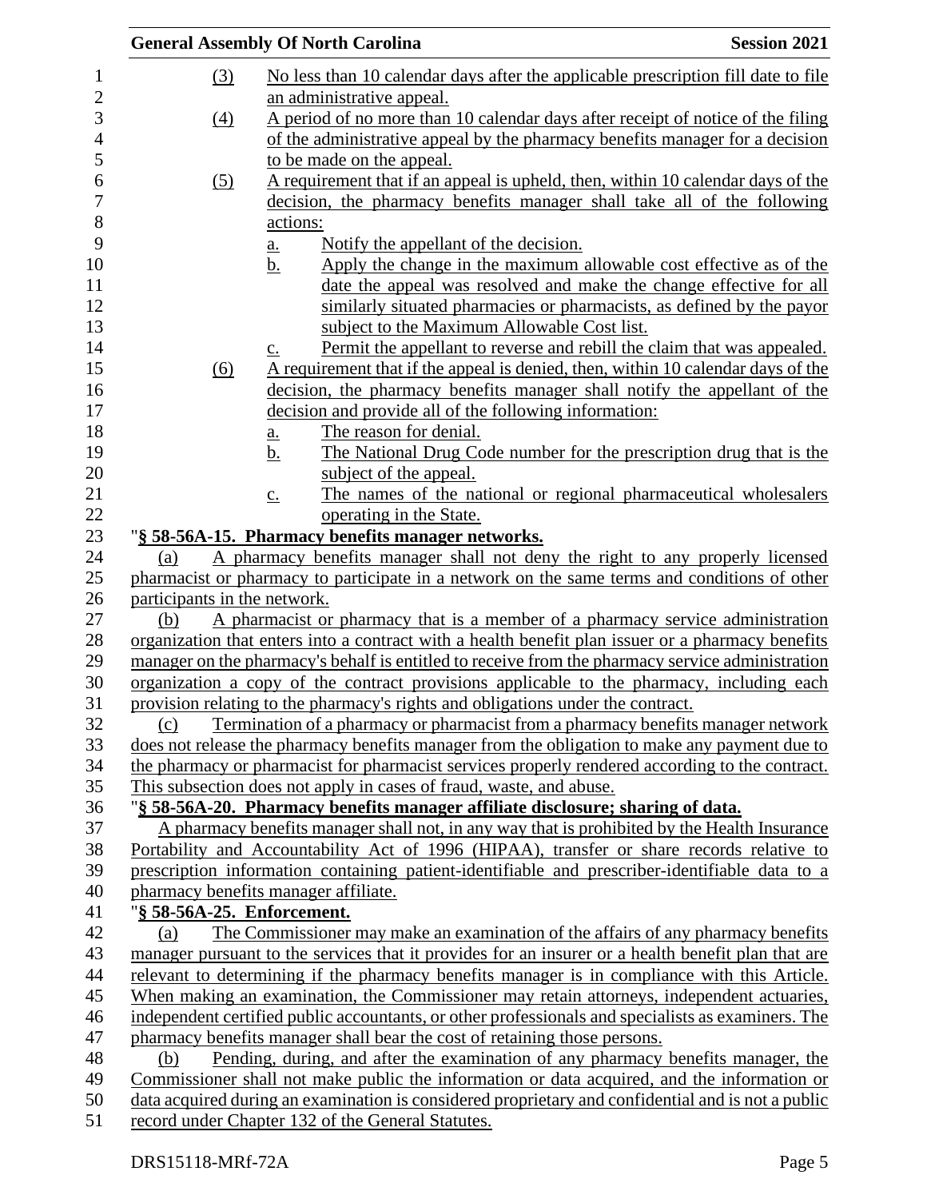(3) No less than 10 calendar days after the applicable prescription fill date to file an administrative appeal.

(4) A period of no more than 10 calendar days after receipt of notice of the filing of the administrative appeal by the pharmacy benefits manager for a decision to be made on the appeal.

(5) A requirement that if an appeal is upheld, then, within 10 calendar days of the decision, the pharmacy benefits manager shall take all of the following actions:

a. Notify the appellant of the decision.

b. Apply the change in the maximum allowable cost effective as of the date the appeal was resolved and make the change effective for all similarly situated pharmacies or pharmacists, as defined by the payor subject to the Maximum Allowable Cost list.

c. Permit the appellant to reverse and rebill the claim that was appealed.

(6) A requirement that if the appeal is denied, then, within 10 calendar days of the decision, the pharmacy benefits manager shall notify the appellant of the decision and provide all of the following information:

a. The reason for denial.

b. The National Drug Code number for the prescription drug that is the subject of the appeal.

c. The names of the national or regional pharmaceutical wholesalers operating in the State.

"**§ 58-56A-15. Pharmacy benefits manager networks.**

(a) A pharmacy benefits manager shall not deny the right to any properly licensed pharmacist or pharmacy to participate in a network on the same terms and conditions of other participants in the network.

(b) A pharmacist or pharmacy that is a member of a pharmacy service administration organization that enters into a contract with a health benefit plan issuer or a pharmacy benefits manager on the pharmacy's behalf is entitled to receive from the pharmacy service administration organization a copy of the contract provisions applicable to the pharmacy, including each provision relating to the pharmacy's rights and obligations under the contract.

(c) Termination of a pharmacy or pharmacist from a pharmacy benefits manager network does not release the pharmacy benefits manager from the obligation to make any payment due to the pharmacy or pharmacist for pharmacist services properly rendered according to the contract. This subsection does not apply in cases of fraud, waste, and abuse.

"**§ 58-56A-20. Pharmacy benefits manager affiliate disclosure; sharing of data.**

A pharmacy benefits manager shall not, in any way that is prohibited by the Health Insurance Portability and Accountability Act of 1996 (HIPAA), transfer or share records relative to prescription information containing patient-identifiable and prescriber-identifiable data to a pharmacy benefits manager affiliate.

"**§ 58-56A-25. Enforcement.**

(a) The Commissioner may make an examination of the affairs of any pharmacy benefits manager pursuant to the services that it provides for an insurer or a health benefit plan that are relevant to determining if the pharmacy benefits manager is in compliance with this Article. When making an examination, the Commissioner may retain attorneys, independent actuaries, independent certified public accountants, or other professionals and specialists as examiners. The pharmacy benefits manager shall bear the cost of retaining those persons.

(b) Pending, during, and after the examination of any pharmacy benefits manager, the Commissioner shall not make public the information or data acquired, and the information or data acquired during an examination is considered proprietary and confidential and is not a public record under Chapter 132 of the General Statutes.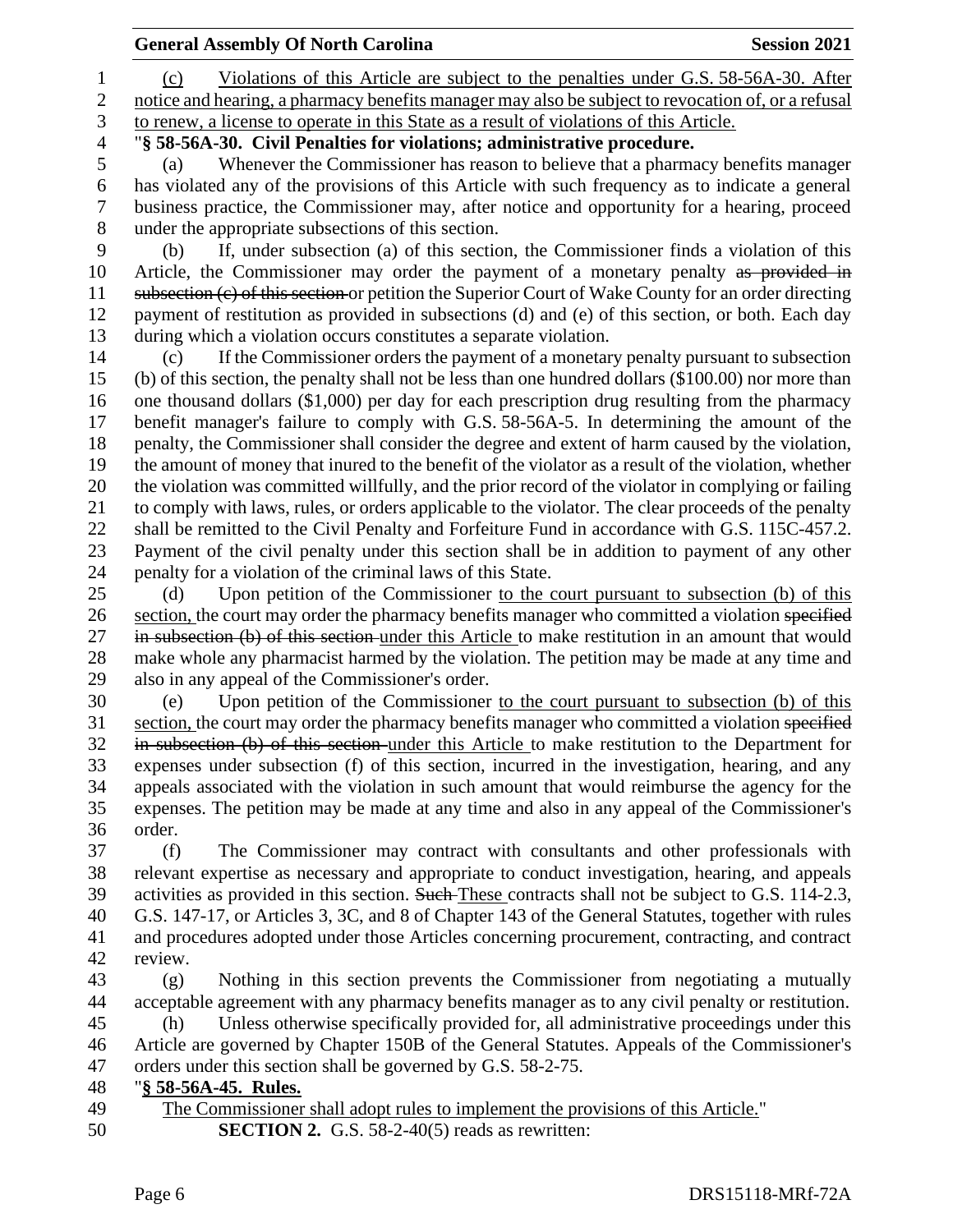(c) Violations of this Article are subject to the penalties under G.S. 58-56A-30. After notice and hearing, a pharmacy benefits manager may also be subject to revocation of, or a refusal to renew, a license to operate in this State as a result of violations of this Article.

"**§ 58-56A-30. Civil Penalties for violations; administrative procedure.**

(a) Whenever the Commissioner has reason to believe that a pharmacy benefits manager has violated any of the provisions of this Article with such frequency as to indicate a general business practice, the Commissioner may, after notice and opportunity for a hearing, proceed under the appropriate subsections of this section.

(b) If, under subsection (a) of this section, the Commissioner finds a violation of this Article, the Commissioner may order the payment of a monetary penalty ~~as provided in subsection (c) of this section~~ or petition the Superior Court of Wake County for an order directing payment of restitution as provided in subsections (d) and (e) of this section, or both. Each day during which a violation occurs constitutes a separate violation.

(c) If the Commissioner orders the payment of a monetary penalty pursuant to subsection (b) of this section, the penalty shall not be less than one hundred dollars ($100.00) nor more than one thousand dollars ($1,000) per day for each prescription drug resulting from the pharmacy benefit manager's failure to comply with G.S. 58-56A-5. In determining the amount of the penalty, the Commissioner shall consider the degree and extent of harm caused by the violation, the amount of money that inured to the benefit of the violator as a result of the violation, whether the violation was committed willfully, and the prior record of the violator in complying or failing to comply with laws, rules, or orders applicable to the violator. The clear proceeds of the penalty shall be remitted to the Civil Penalty and Forfeiture Fund in accordance with G.S. 115C-457.2. Payment of the civil penalty under this section shall be in addition to payment of any other penalty for a violation of the criminal laws of this State.

(d) Upon petition of the Commissioner to the court pursuant to subsection (b) of this section, the court may order the pharmacy benefits manager who committed a violation ~~specified in subsection (b) of this section~~ under this Article to make restitution in an amount that would make whole any pharmacist harmed by the violation. The petition may be made at any time and also in any appeal of the Commissioner's order.

(e) Upon petition of the Commissioner to the court pursuant to subsection (b) of this section, the court may order the pharmacy benefits manager who committed a violation ~~specified in subsection (b) of this section~~ under this Article to make restitution to the Department for expenses under subsection (f) of this section, incurred in the investigation, hearing, and any appeals associated with the violation in such amount that would reimburse the agency for the expenses. The petition may be made at any time and also in any appeal of the Commissioner's order.

(f) The Commissioner may contract with consultants and other professionals with relevant expertise as necessary and appropriate to conduct investigation, hearing, and appeals activities as provided in this section. ~~Such~~ These contracts shall not be subject to G.S. 114-2.3, G.S. 147-17, or Articles 3, 3C, and 8 of Chapter 143 of the General Statutes, together with rules and procedures adopted under those Articles concerning procurement, contracting, and contract review.

(g) Nothing in this section prevents the Commissioner from negotiating a mutually acceptable agreement with any pharmacy benefits manager as to any civil penalty or restitution.

(h) Unless otherwise specifically provided for, all administrative proceedings under this Article are governed by Chapter 150B of the General Statutes. Appeals of the Commissioner's orders under this section shall be governed by G.S. 58-2-75.

"**§ 58-56A-45. Rules.**

The Commissioner shall adopt rules to implement the provisions of this Article."

**SECTION 2.** G.S. 58-2-40(5) reads as rewritten: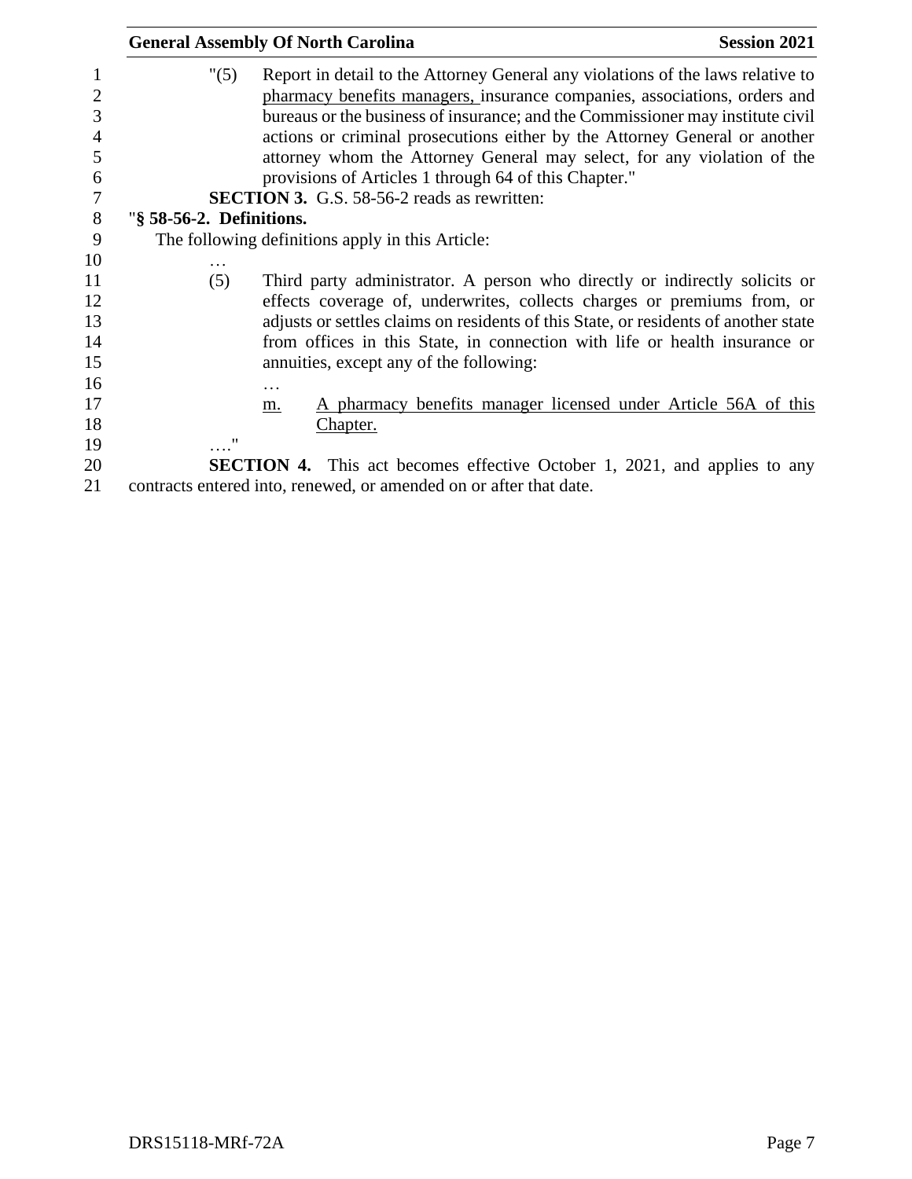"(5) Report in detail to the Attorney General any violations of the laws relative to pharmacy benefits managers, insurance companies, associations, orders and bureaus or the business of insurance; and the Commissioner may institute civil actions or criminal prosecutions either by the Attorney General or another attorney whom the Attorney General may select, for any violation of the provisions of Articles 1 through 64 of this Chapter."

**SECTION 3.** G.S. 58-56-2 reads as rewritten:

"**§ 58-56-2. Definitions.**

The following definitions apply in this Article:

…

(5) Third party administrator. A person who directly or indirectly solicits or effects coverage of, underwrites, collects charges or premiums from, or adjusts or settles claims on residents of this State, or residents of another state from offices in this State, in connection with life or health insurance or annuities, except any of the following:

…

m. A pharmacy benefits manager licensed under Article 56A of this Chapter.

…."

**SECTION 4.** This act becomes effective October 1, 2021, and applies to any contracts entered into, renewed, or amended on or after that date.